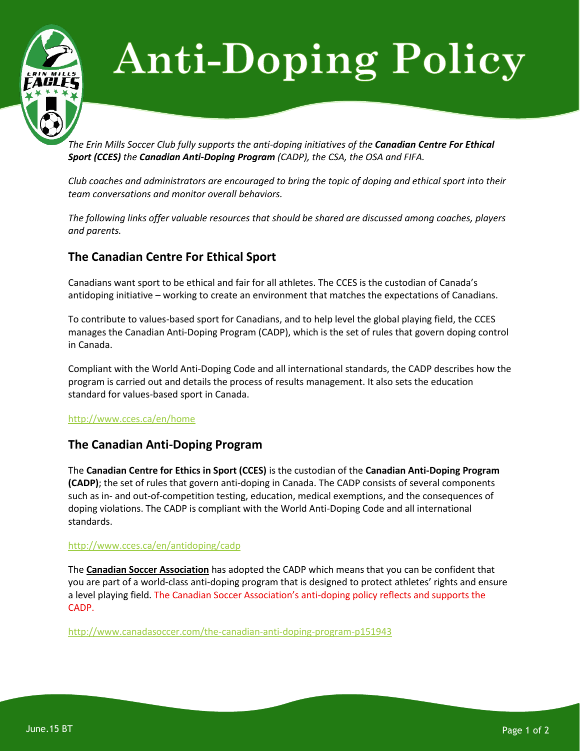# Anti-Doping Policy

*The Erin Mills Soccer Club fully supports the anti-doping initiatives of the **Canadian Centre For Ethical Sport (CCES)** the **Canadian Anti-Doping Program** (CADP), the CSA, the OSA and FIFA.*

*Club coaches and administrators are encouraged to bring the topic of doping and ethical sport into their team conversations and monitor overall behaviors.*

*The following links offer valuable resources that should be shared are discussed among coaches, players and parents.*

## The Canadian Centre For Ethical Sport

Canadians want sport to be ethical and fair for all athletes. The CCES is the custodian of Canada's antidoping initiative – working to create an environment that matches the expectations of Canadians.

To contribute to values-based sport for Canadians, and to help level the global playing field, the CCES manages the Canadian Anti-Doping Program (CADP), which is the set of rules that govern doping control in Canada.

Compliant with the World Anti-Doping Code and all international standards, the CADP describes how the program is carried out and details the process of results management. It also sets the education standard for values-based sport in Canada.

http://www.cces.ca/en/home

## The Canadian Anti-Doping Program

The **Canadian Centre for Ethics in Sport (CCES)** is the custodian of the **Canadian Anti-Doping Program (CADP)**; the set of rules that govern anti-doping in Canada. The CADP consists of several components such as in- and out-of-competition testing, education, medical exemptions, and the consequences of doping violations. The CADP is compliant with the World Anti-Doping Code and all international standards.

http://www.cces.ca/en/antidoping/cadp

The **Canadian Soccer Association** has adopted the CADP which means that you can be confident that you are part of a world-class anti-doping program that is designed to protect athletes' rights and ensure a level playing field. The Canadian Soccer Association's anti-doping policy reflects and supports the CADP.

http://www.canadasoccer.com/the-canadian-anti-doping-program-p151943

June.15 BT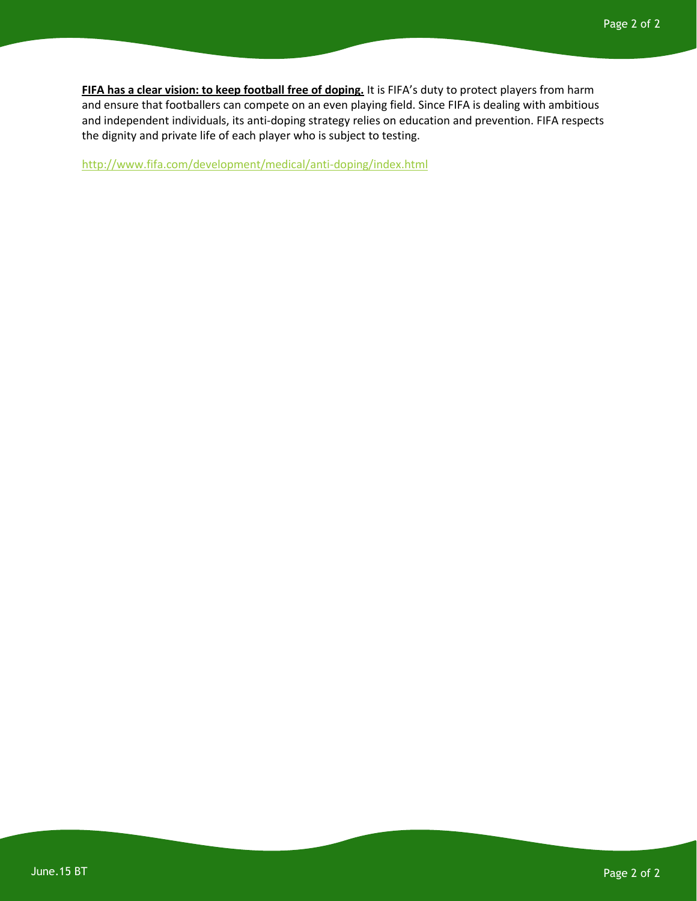**FIFA has a clear vision: to keep football free of doping.** It is FIFA's duty to protect players from harm and ensure that footballers can compete on an even playing field. Since FIFA is dealing with ambitious and independent individuals, its anti-doping strategy relies on education and prevention. FIFA respects the dignity and private life of each player who is subject to testing.

http://www.fifa.com/development/medical/anti-doping/index.html